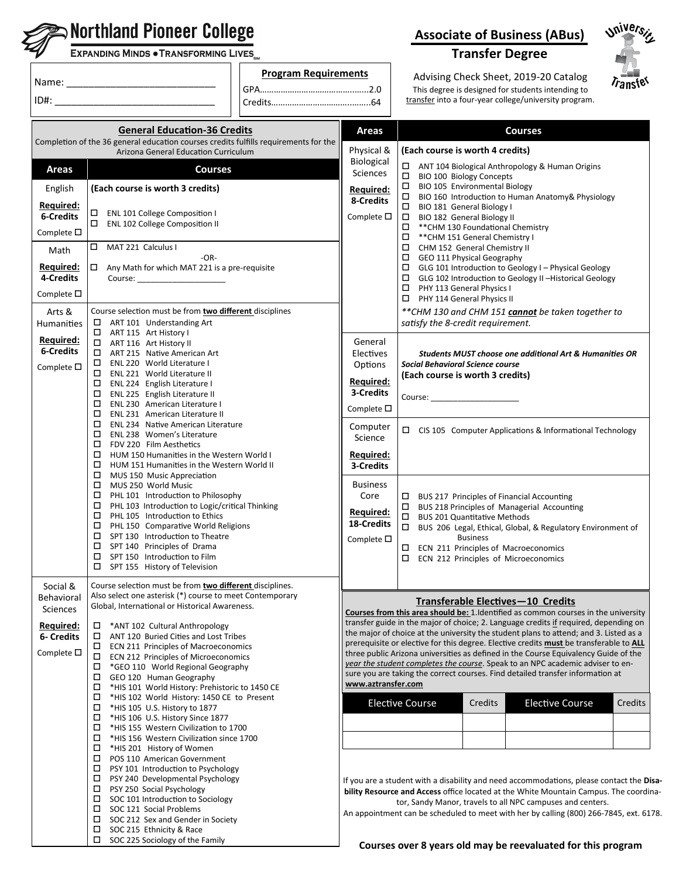# Northland Pioneer College

**EXPANDING MINDS • TRANSFORMING LIVES**

## Associate of Business (ABus) Transfer Degree

Name: ___________________________

ID#: ______________________________

**Program Requirements**

GPA.............................................2.0

Credits.........................................64

Advising Check Sheet, 2019-20 Catalog

This degree is designed for students intending to transfer into a four-year college/university program.

## General Education-36 Credits

Completion of the 36 general education courses credits fulfills requirements for the Arizona General Education Curriculum

| Areas | Courses |
|---|---|
| English **Required: 6-Credits** Complete ☐ | **(Each course is worth 3 credits)**<br>☐ ENL 101 College Composition I<br>☐ ENL 102 College Composition II |
| Math **Required: 4-Credits** Complete ☐ | ☐ MAT 221 Calculus I<br>-OR-<br>☐ Any Math for which MAT 221 is a pre-requisite<br>Course: ____________________ |
| Arts & Humanities **Required: 6-Credits** Complete ☐ | Course selection must be from **two different** disciplines<br>☐ ART 101 Understanding Art<br>☐ ART 115 Art History I<br>☐ ART 116 Art History II<br>☐ ART 215 Native American Art<br>☐ ENL 220 World Literature I<br>☐ ENL 221 World Literature II<br>☐ ENL 224 English Literature I<br>☐ ENL 225 English Literature II<br>☐ ENL 230 American Literature I<br>☐ ENL 231 American Literature II<br>☐ ENL 234 Native American Literature<br>☐ ENL 238 Women's Literature<br>☐ FDV 220 Film Aesthetics<br>☐ HUM 150 Humanities in the Western World I<br>☐ HUM 151 Humanities in the Western World II<br>☐ MUS 150 Music Appreciation<br>☐ MUS 250 World Music<br>☐ PHL 101 Introduction to Philosophy<br>☐ PHL 103 Introduction to Logic/critical Thinking<br>☐ PHL 105 Introduction to Ethics<br>☐ PHL 150 Comparative World Religions<br>☐ SPT 130 Introduction to Theatre<br>☐ SPT 140 Principles of Drama<br>☐ SPT 150 Introduction to Film<br>☐ SPT 155 History of Television |
| Social & Behavioral Sciences **Required: 6- Credits** Complete ☐ | Course selection must be from **two different** disciplines. Also select one asterisk (*) course to meet Contemporary Global, International or Historical Awareness.<br>☐ *ANT 102 Cultural Anthropology<br>☐ ANT 120 Buried Cities and Lost Tribes<br>☐ ECN 211 Principles of Macroeconomics<br>☐ ECN 212 Principles of Microeconomics<br>☐ *GEO 110 World Regional Geography<br>☐ GEO 120 Human Geography<br>☐ *HIS 101 World History: Prehistoric to 1450 CE<br>☐ *HIS 102 World History: 1450 CE to Present<br>☐ *HIS 105 U.S. History to 1877<br>☐ *HIS 106 U.S. History Since 1877<br>☐ *HIS 155 Western Civilization to 1700<br>☐ *HIS 156 Western Civilization since 1700<br>☐ *HIS 201 History of Women<br>☐ POS 110 American Government<br>☐ PSY 101 Introduction to Psychology<br>☐ PSY 240 Developmental Psychology<br>☐ PSY 250 Social Psychology<br>☐ SOC 101 Introduction to Sociology<br>☐ SOC 121 Social Problems<br>☐ SOC 212 Sex and Gender in Society<br>☐ SOC 215 Ethnicity & Race<br>☐ SOC 225 Sociology of the Family |

| Areas | Courses |
|---|---|
| Physical & Biological Sciences **Required: 8-Credits** Complete ☐ | **(Each course is worth 4 credits)**<br>☐ ANT 104 Biological Anthropology & Human Origins<br>☐ BIO 100 Biology Concepts<br>☐ BIO 105 Environmental Biology<br>☐ BIO 160 Introduction to Human Anatomy& Physiology<br>☐ BIO 181 General Biology I<br>☐ BIO 182 General Biology II<br>☐ **CHM 130 Foundational Chemistry<br>☐ **CHM 151 General Chemistry I<br>☐ CHM 152 General Chemistry II<br>☐ GEO 111 Physical Geography<br>☐ GLG 101 Introduction to Geology I – Physical Geology<br>☐ GLG 102 Introduction to Geology II –Historical Geology<br>☐ PHY 113 General Physics I<br>☐ PHY 114 General Physics II<br>*\*\*CHM 130 and CHM 151 **cannot** be taken together to satisfy the 8-credit requirement.* |
| General Electives Options **Required: 3-Credits** Complete ☐ | ***Students MUST choose one additional Art & Humanities OR Social Behavioral Science course***<br>**(Each course is worth 3 credits)**<br>Course: ____________________ |
| Computer Science **Required: 3-Credits** | ☐ CIS 105 Computer Applications & Informational Technology |
| Business Core **Required: 18-Credits** Complete ☐ | ☐ BUS 217 Principles of Financial Accounting<br>☐ BUS 218 Principles of Managerial Accounting<br>☐ BUS 201 Quantitative Methods<br>☐ BUS 206 Legal, Ethical, Global, & Regulatory Environment of Business<br>☐ ECN 211 Principles of Macroeconomics<br>☐ ECN 212 Principles of Microeconomics |

## Transferable Electives—10 Credits

**Courses from this area should be:** 1.Identified as common courses in the university transfer guide in the major of choice; 2. Language credits if required, depending on the major of choice at the university the student plans to attend; and 3. Listed as a prerequisite or elective for this degree. Elective credits **must** be transferable to **ALL** three public Arizona universities as defined in the Course Equivalency Guide of the *year the student completes the course*. Speak to an NPC academic adviser to ensure you are taking the correct courses. Find detailed transfer information at **www.aztransfer.com**

| Elective Course | Credits | Elective Course | Credits |
|---|---|---|---|
| | | | |
| | | | |

If you are a student with a disability and need accommodations, please contact the **Disability Resource and Access** office located at the White Mountain Campus. The coordinator, Sandy Manor, travels to all NPC campuses and centers. An appointment can be scheduled to meet with her by calling (800) 266-7845, ext. 6178.

**Courses over 8 years old may be reevaluated for this program**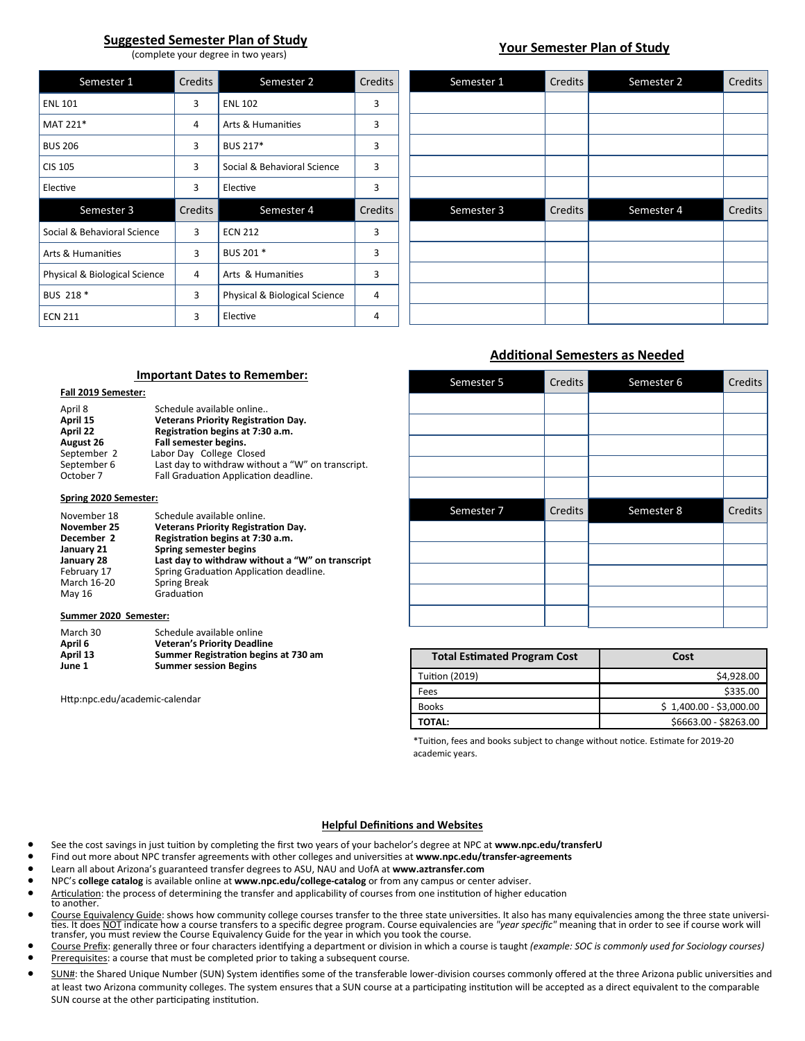## Suggested Semester Plan of Study

(complete your degree in two years)

| Semester 1 | Credits | Semester 2 | Credits |
|---|---|---|---|
| ENL 101 | 3 | ENL 102 | 3 |
| MAT 221* | 4 | Arts & Humanities | 3 |
| BUS 206 | 3 | BUS 217* | 3 |
| CIS 105 | 3 | Social & Behavioral Science | 3 |
| Elective | 3 | Elective | 3 |
| **Semester 3** | **Credits** | **Semester 4** | **Credits** |
| Social & Behavioral Science | 3 | ECN 212 | 3 |
| Arts & Humanities | 3 | BUS 201 * | 3 |
| Physical & Biological Science | 4 | Arts & Humanities | 3 |
| BUS 218 * | 3 | Physical & Biological Science | 4 |
| ECN 211 | 3 | Elective | 4 |

## Your Semester Plan of Study

| Semester 1 | Credits | Semester 2 | Credits |
|---|---|---|---|
| | | | |
| | | | |
| | | | |
| | | | |
| | | | |
| **Semester 3** | **Credits** | **Semester 4** | **Credits** |
| | | | |
| | | | |
| | | | |
| | | | |
| | | | |

## Important Dates to Remember:

**Fall 2019 Semester:**

| | |
|---|---|
| April 8 | Schedule available online.. |
| **April 15** | **Veterans Priority Registration Day.** |
| **April 22** | **Registration begins at 7:30 a.m.** |
| **August 26** | **Fall semester begins.** |
| September 2 | Labor Day College Closed |
| September 6 | Last day to withdraw without a "W" on transcript. |
| October 7 | Fall Graduation Application deadline. |

**Spring 2020 Semester:**

| | |
|---|---|
| November 18 | Schedule available online. |
| **November 25** | **Veterans Priority Registration Day.** |
| **December 2** | **Registration begins at 7:30 a.m.** |
| **January 21** | **Spring semester begins** |
| **January 28** | **Last day to withdraw without a "W" on transcript** |
| February 17 | Spring Graduation Application deadline. |
| March 16-20 | Spring Break |
| May 16 | Graduation |

**Summer 2020 Semester:**

| | |
|---|---|
| March 30 | Schedule available online |
| **April 6** | **Veteran's Priority Deadline** |
| **April 13** | **Summer Registration begins at 730 am** |
| **June 1** | **Summer session Begins** |

Http:npc.edu/academic-calendar

## Additional Semesters as Needed

| Semester 5 | Credits | Semester 6 | Credits |
|---|---|---|---|
| | | | |
| | | | |
| | | | |
| | | | |
| | | | |
| **Semester 7** | **Credits** | **Semester 8** | **Credits** |
| | | | |
| | | | |
| | | | |
| | | | |
| | | | |

| Total Estimated Program Cost | Cost |
|---|---|
| Tuition (2019) | $4,928.00 |
| Fees | $335.00 |
| Books | $ 1,400.00 - $3,000.00 |
| **TOTAL:** | $6663.00 - $8263.00 |

*Tuition, fees and books subject to change without notice. Estimate for 2019-20 academic years.

## Helpful Definitions and Websites

- See the cost savings in just tuition by completing the first two years of your bachelor's degree at NPC at **www.npc.edu/transferU**
- Find out more about NPC transfer agreements with other colleges and universities at **www.npc.edu/transfer-agreements**
- Learn all about Arizona's guaranteed transfer degrees to ASU, NAU and UofA at **www.aztransfer.com**
- NPC's **college catalog** is available online at **www.npc.edu/college-catalog** or from any campus or center adviser.
- Articulation: the process of determining the transfer and applicability of courses from one institution of higher education to another.
- Course Equivalency Guide: shows how community college courses transfer to the three state universities. It also has many equivalencies among the three state universities. It does NOT indicate how a course transfers to a specific degree program. Course equivalencies are *"year specific"* meaning that in order to see if course work will transfer, you must review the Course Equivalency Guide for the year in which you took the course.
- Course Prefix: generally three or four characters identifying a department or division in which a course is taught *(example: SOC is commonly used for Sociology courses)*
- Prerequisites: a course that must be completed prior to taking a subsequent course.
- SUN#: the Shared Unique Number (SUN) System identifies some of the transferable lower-division courses commonly offered at the three Arizona public universities and at least two Arizona community colleges. The system ensures that a SUN course at a participating institution will be accepted as a direct equivalent to the comparable SUN course at the other participating institution.